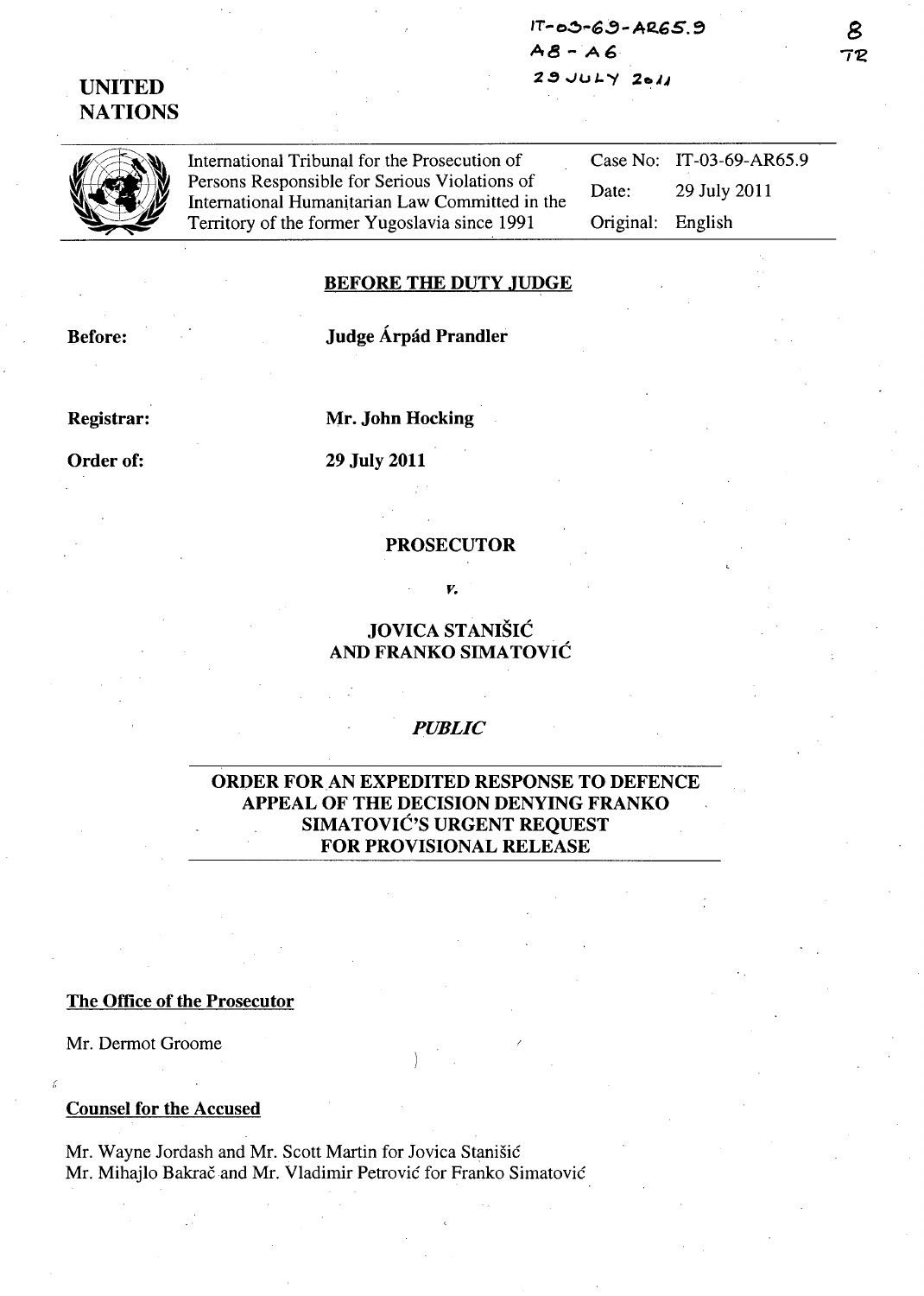IT-03-69-AR65.9
A8 - A6
29 JULY 2011

8
TR

**UNITED NATIONS**

International Tribunal for the Prosecution of Persons Responsible for Serious Violations of International Humanitarian Law Committed in the Territory of the former Yugoslavia since 1991

| | |
|---|---|
| Case No: | IT-03-69-AR65.9 |
| Date: | 29 July 2011 |
| Original: | English |

**BEFORE THE DUTY JUDGE**

**Before:** **Judge Árpád Prandler**

**Registrar:** **Mr. John Hocking**

**Order of:** **29 July 2011**

**PROSECUTOR**

***v.***

**JOVICA STANIŠIĆ AND FRANKO SIMATOVIĆ**

***PUBLIC***

**ORDER FOR AN EXPEDITED RESPONSE TO DEFENCE APPEAL OF THE DECISION DENYING FRANKO SIMATOVIĆ'S URGENT REQUEST FOR PROVISIONAL RELEASE**

**The Office of the Prosecutor**

Mr. Dermot Groome

**Counsel for the Accused**

Mr. Wayne Jordash and Mr. Scott Martin for Jovica Stanišić
Mr. Mihajlo Bakrač and Mr. Vladimir Petrović for Franko Simatović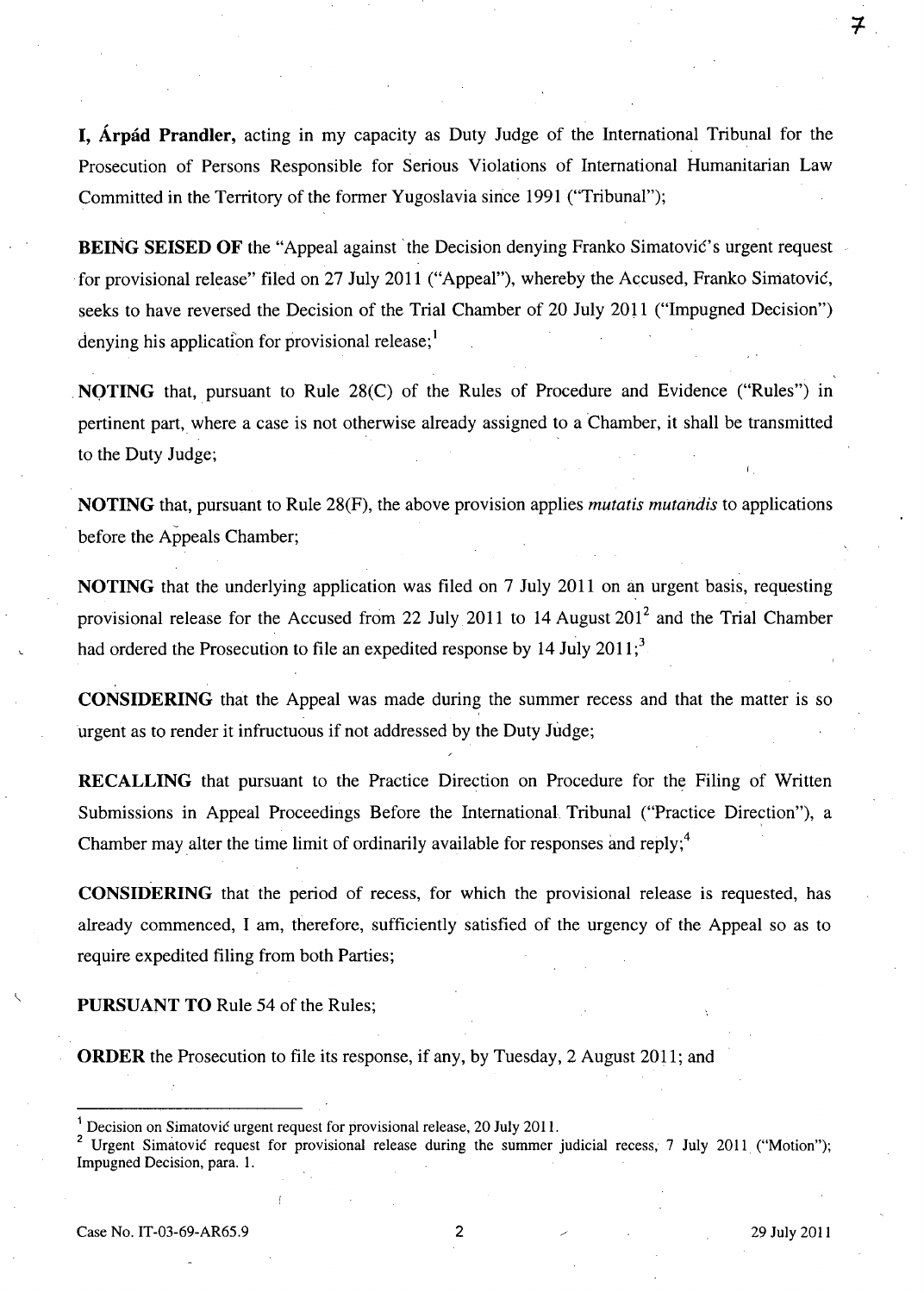**I, Árpád Prandler,** acting in my capacity as Duty Judge of the International Tribunal for the Prosecution of Persons Responsible for Serious Violations of International Humanitarian Law Committed in the Territory of the former Yugoslavia since 1991 ("Tribunal");

**BEING SEISED OF** the "Appeal against the Decision denying Franko Simatović's urgent request for provisional release" filed on 27 July 2011 ("Appeal"), whereby the Accused, Franko Simatović, seeks to have reversed the Decision of the Trial Chamber of 20 July 2011 ("Impugned Decision") denying his application for provisional release;[1]

**NOTING** that, pursuant to Rule 28(C) of the Rules of Procedure and Evidence ("Rules") in pertinent part, where a case is not otherwise already assigned to a Chamber, it shall be transmitted to the Duty Judge;

**NOTING** that, pursuant to Rule 28(F), the above provision applies *mutatis mutandis* to applications before the Appeals Chamber;

**NOTING** that the underlying application was filed on 7 July 2011 on an urgent basis, requesting provisional release for the Accused from 22 July 2011 to 14 August 201[2] and the Trial Chamber had ordered the Prosecution to file an expedited response by 14 July 2011;[3]

**CONSIDERING** that the Appeal was made during the summer recess and that the matter is so urgent as to render it infructuous if not addressed by the Duty Judge;

**RECALLING** that pursuant to the Practice Direction on Procedure for the Filing of Written Submissions in Appeal Proceedings Before the International Tribunal ("Practice Direction"), a Chamber may alter the time limit of ordinarily available for responses and reply;[4]

**CONSIDERING** that the period of recess, for which the provisional release is requested, has already commenced, I am, therefore, sufficiently satisfied of the urgency of the Appeal so as to require expedited filing from both Parties;

**PURSUANT TO** Rule 54 of the Rules;

**ORDER** the Prosecution to file its response, if any, by Tuesday, 2 August 2011; and

---

[1] Decision on Simatović urgent request for provisional release, 20 July 2011.

[2] Urgent Simatović request for provisional release during the summer judicial recess, 7 July 2011 ("Motion"); Impugned Decision, para. 1.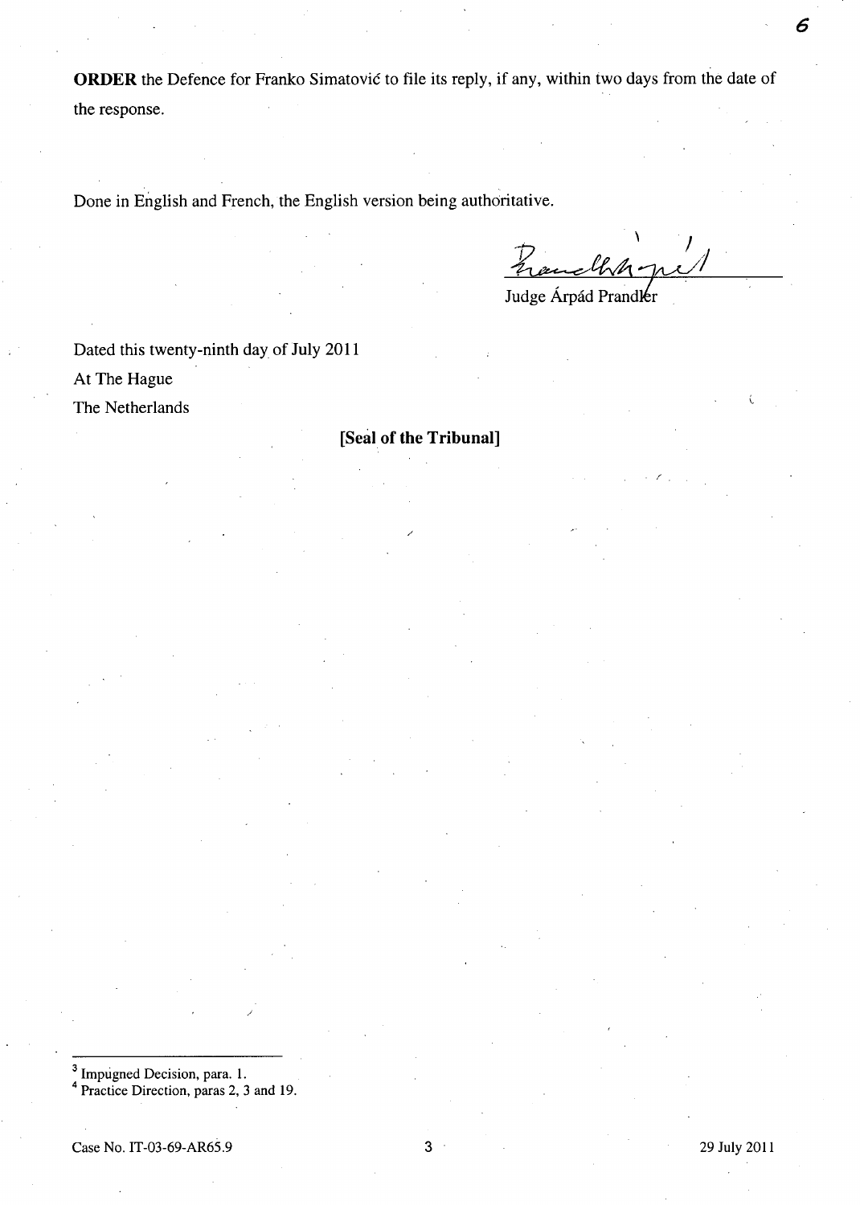**ORDER** the Defence for Franko Simatović to file its reply, if any, within two days from the date of the response.

Done in English and French, the English version being authoritative.

Judge Árpád Prandler

Dated this twenty-ninth day of July 2011

At The Hague

The Netherlands

**[Seal of the Tribunal]**

---

[3] Impugned Decision, para. 1.

[4] Practice Direction, paras 2, 3 and 19.